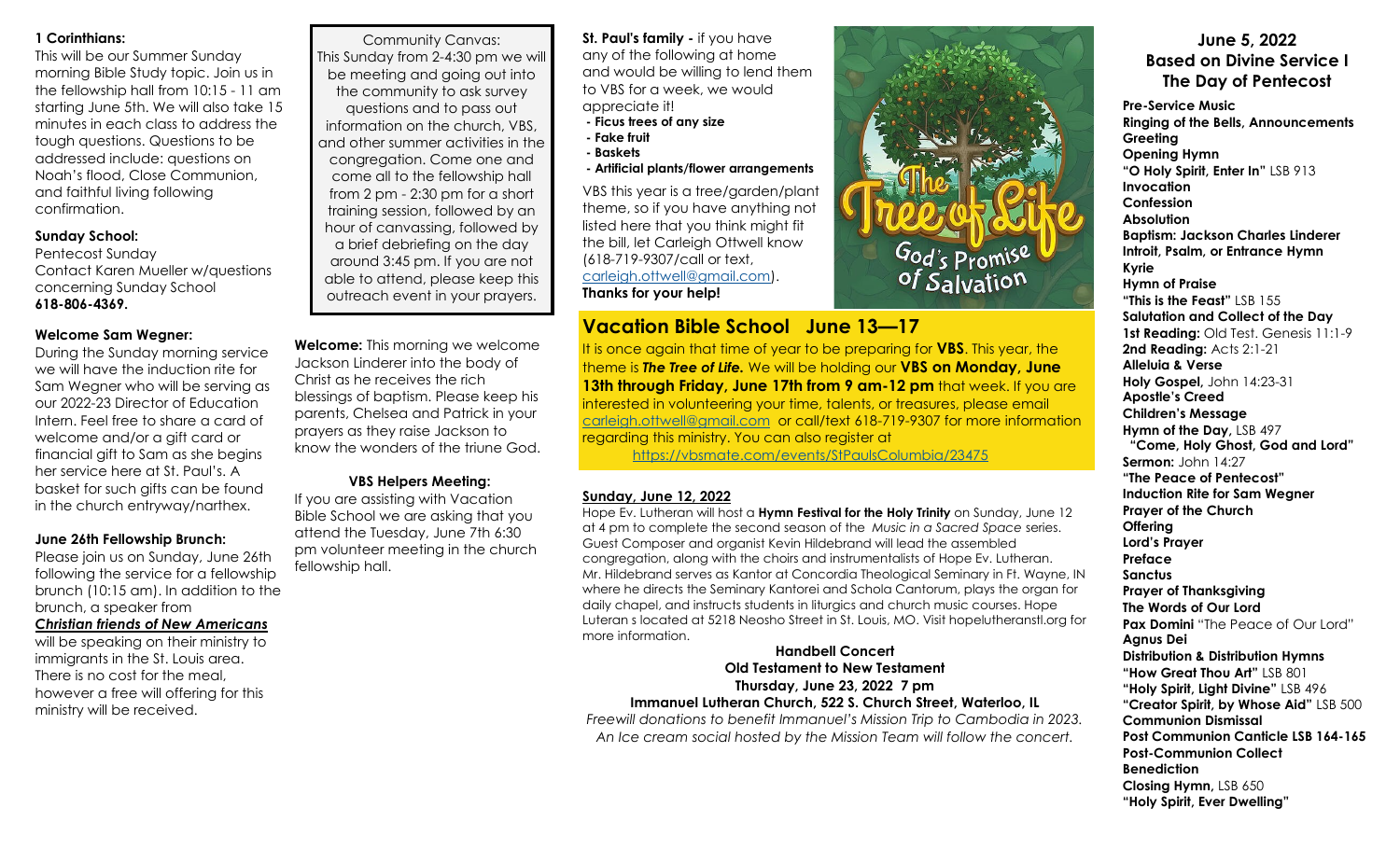**1 Corinthians:**

This will be our Summer Sunday morning Bible Study topic. Join us in the fellowship hall from 10:15 - 11 am starting June 5th. We will also take 15 minutes in each class to address the tough questions. Questions to be addressed include: questions on Noah's flood, Close Communion, and faithful living following confirmation.

**Sunday School:**

Pentecost Sunday
Contact Karen Mueller w/questions concerning Sunday School
**618-806-4369.**

**Welcome Sam Wegner:**

During the Sunday morning service we will have the induction rite for Sam Wegner who will be serving as our 2022-23 Director of Education Intern. Feel free to share a card of welcome and/or a gift card or financial gift to Sam as she begins her service here at St. Paul's. A basket for such gifts can be found in the church entryway/narthex.

**June 26th Fellowship Brunch:**

Please join us on Sunday, June 26th following the service for a fellowship brunch (10:15 am). In addition to the brunch, a speaker from ***Christian friends of New Americans*** will be speaking on their ministry to immigrants in the St. Louis area. There is no cost for the meal, however a free will offering for this ministry will be received.

Community Canvas:
This Sunday from 2-4:30 pm we will be meeting and going out into the community to ask survey questions and to pass out information on the church, VBS, and other summer activities in the congregation. Come one and come all to the fellowship hall from 2 pm - 2:30 pm for a short training session, followed by an hour of canvassing, followed by a brief debriefing on the day around 3:45 pm. If you are not able to attend, please keep this outreach event in your prayers.

**Welcome:** This morning we welcome Jackson Linderer into the body of Christ as he receives the rich blessings of baptism. Please keep his parents, Chelsea and Patrick in your prayers as they raise Jackson to know the wonders of the triune God.

**VBS Helpers Meeting:**

If you are assisting with Vacation Bible School we are asking that you attend the Tuesday, June 7th 6:30 pm volunteer meeting in the church fellowship hall.

**St. Paul's family -** if you have any of the following at home and would be willing to lend them to VBS for a week, we would appreciate it!

- **Ficus trees of any size**
- **Fake fruit**
- **Baskets**
- **Artificial plants/flower arrangements**

VBS this year is a tree/garden/plant theme, so if you have anything not listed here that you think might fit the bill, let Carleigh Ottwell know (618-719-9307/call or text, carleigh.ottwell@gmail.com).
**Thanks for your help!**

The Tree of Life
God's Promise of Salvation

## Vacation Bible School June 13—17

It is once again that time of year to be preparing for **VBS**. This year, the theme is ***The Tree of Life.*** We will be holding our **VBS on Monday, June 13th through Friday, June 17th from 9 am-12 pm** that week. If you are interested in volunteering your time, talents, or treasures, please email carleigh.ottwell@gmail.com or call/text 618-719-9307 for more information regarding this ministry. You can also register at https://vbsmate.com/events/StPaulsColumbia/23475

**Sunday, June 12, 2022**

Hope Ev. Lutheran will host a **Hymn Festival for the Holy Trinity** on Sunday, June 12 at 4 pm to complete the second season of the *Music in a Sacred Space* series. Guest Composer and organist Kevin Hildebrand will lead the assembled congregation, along with the choirs and instrumentalists of Hope Ev. Lutheran. Mr. Hildebrand serves as Kantor at Concordia Theological Seminary in Ft. Wayne, IN where he directs the Seminary Kantorei and Schola Cantorum, plays the organ for daily chapel, and instructs students in liturgics and church music courses. Hope Luteran s located at 5218 Neosho Street in St. Louis, MO. Visit hopelutheranstl.org for more information.

**Handbell Concert**
**Old Testament to New Testament**
**Thursday, June 23, 2022 7 pm**
**Immanuel Lutheran Church, 522 S. Church Street, Waterloo, IL**
*Freewill donations to benefit Immanuel's Mission Trip to Cambodia in 2023. An Ice cream social hosted by the Mission Team will follow the concert.*

## June 5, 2022
## Based on Divine Service I
## The Day of Pentecost

**Pre-Service Music**
**Ringing of the Bells, Announcements**
**Greeting**
**Opening Hymn**
**"O Holy Spirit, Enter In"** LSB 913
**Invocation**
**Confession**
**Absolution**
**Baptism: Jackson Charles Linderer**
**Introit, Psalm, or Entrance Hymn**
**Kyrie**
**Hymn of Praise**
**"This is the Feast"** LSB 155
**Salutation and Collect of the Day**
**1st Reading:** Old Test. Genesis 11:1-9
**2nd Reading:** Acts 2:1-21
**Alleluia & Verse**
**Holy Gospel,** John 14:23-31
**Apostle's Creed**
**Children's Message**
**Hymn of the Day,** LSB 497
**"Come, Holy Ghost, God and Lord"**
**Sermon:** John 14:27
**"The Peace of Pentecost"**
**Induction Rite for Sam Wegner**
**Prayer of the Church**
**Offering**
**Lord's Prayer**
**Preface**
**Sanctus**
**Prayer of Thanksgiving**
**The Words of Our Lord**
**Pax Domini** "The Peace of Our Lord"
**Agnus Dei**
**Distribution & Distribution Hymns**
**"How Great Thou Art"** LSB 801
**"Holy Spirit, Light Divine"** LSB 496
**"Creator Spirit, by Whose Aid"** LSB 500
**Communion Dismissal**
**Post Communion Canticle LSB 164-165**
**Post-Communion Collect**
**Benediction**
**Closing Hymn,** LSB 650
**"Holy Spirit, Ever Dwelling"**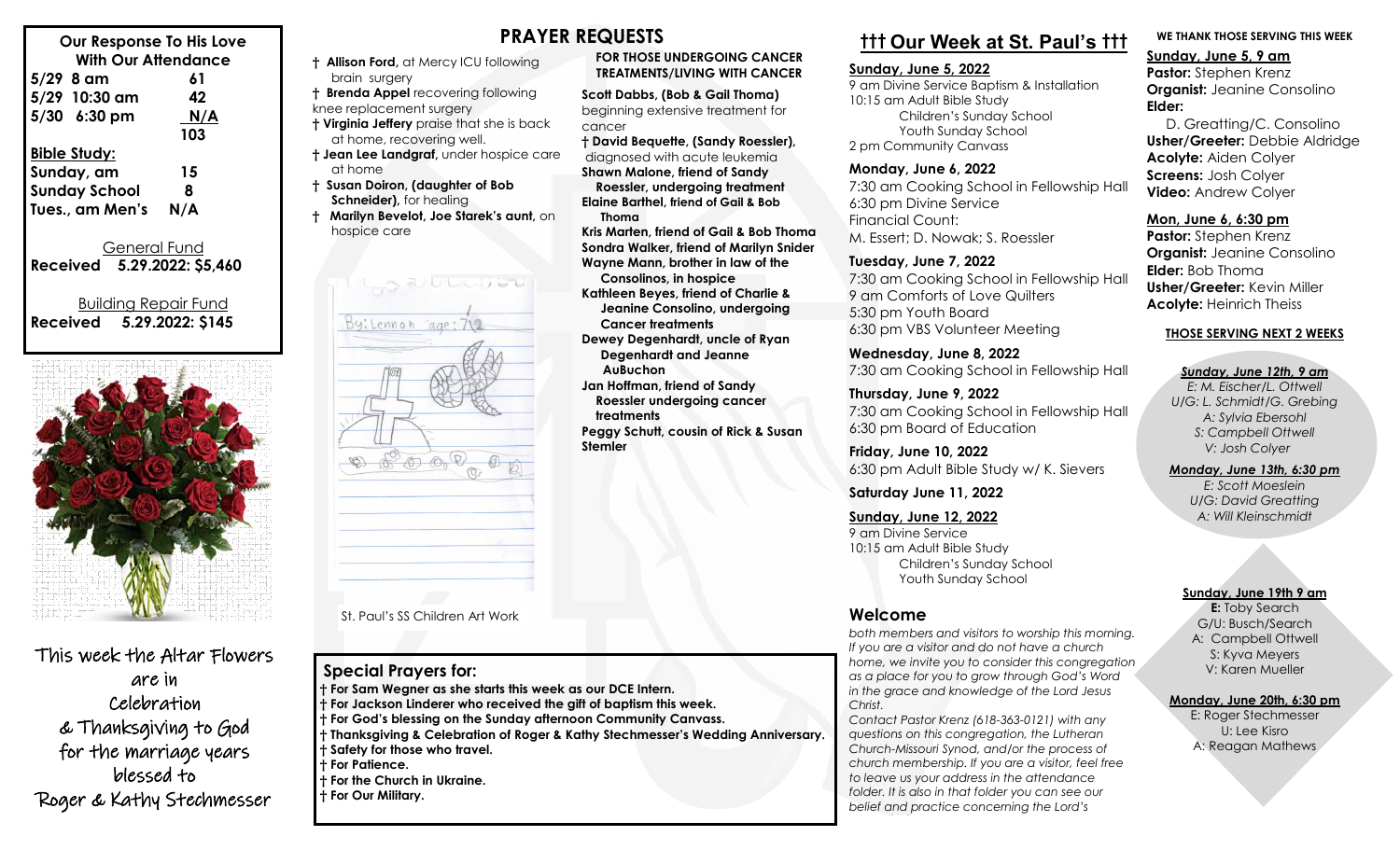## Our Response To His Love With Our Attendance

| | |
|---|---|
| 5/29 8 am | 61 |
| 5/29 10:30 am | 42 |
| 5/30 6:30 pm | N/A |
| | 103 |

**Bible Study:**

| | |
|---|---|
| Sunday, am | 15 |
| Sunday School | 8 |
| Tues., am Men's | N/A |

General Fund
**Received 5.29.2022: $5,460**

Building Repair Fund
**Received 5.29.2022: $145**

This week the Altar Flowers are in Celebration & Thanksgiving to God for the marriage years blessed to Roger & Kathy Stechmesser

# PRAYER REQUESTS

† **Allison Ford,** at Mercy ICU following brain surgery
† **Brenda Appel** recovering following knee replacement surgery
† **Virginia Jeffery** praise that she is back at home, recovering well.
† **Jean Lee Landgraf,** under hospice care at home
† **Susan Doiron, (daughter of Bob Schneider),** for healing
† **Marilyn Bevelot, Joe Starek's aunt,** on hospice care

St. Paul's SS Children Art Work

**FOR THOSE UNDERGOING CANCER TREATMENTS/LIVING WITH CANCER**

**Scott Dabbs, (Bob & Gail Thoma)** beginning extensive treatment for cancer
† **David Bequette, (Sandy Roessler),** diagnosed with acute leukemia
**Shawn Malone, friend of Sandy Roessler, undergoing treatment**
**Elaine Barthel, friend of Gail & Bob Thoma**
**Kris Marten, friend of Gail & Bob Thoma**
**Sondra Walker, friend of Marilyn Snider**
**Wayne Mann, brother in law of the Consolinos, in hospice**
**Kathleen Beyes, friend of Charlie & Jeanine Consolino, undergoing Cancer treatments**
**Dewey Degenhardt, uncle of Ryan Degenhardt and Jeanne AuBuchon**
**Jan Hoffman, friend of Sandy Roessler undergoing cancer treatments**
**Peggy Schutt, cousin of Rick & Susan Stemler**

## Special Prayers for:

† **For Sam Wegner as she starts this week as our DCE Intern.**
† **For Jackson Linderer who received the gift of baptism this week.**
† **For God's blessing on the Sunday afternoon Community Canvass.**
† **Thanksgiving & Celebration of Roger & Kathy Stechmesser's Wedding Anniversary.**
† **Safety for those who travel.**
† **For Patience.**
† **For the Church in Ukraine.**
† **For Our Military.**

# ††† Our Week at St. Paul's †††

**Sunday, June 5, 2022**
9 am Divine Service Baptism & Installation
10:15 am Adult Bible Study
Children's Sunday School
Youth Sunday School
2 pm Community Canvass

**Monday, June 6, 2022**
7:30 am Cooking School in Fellowship Hall
6:30 pm Divine Service
Financial Count:
M. Essert; D. Nowak; S. Roessler

**Tuesday, June 7, 2022**
7:30 am Cooking School in Fellowship Hall
9 am Comforts of Love Quilters
5:30 pm Youth Board
6:30 pm VBS Volunteer Meeting

**Wednesday, June 8, 2022**
7:30 am Cooking School in Fellowship Hall

**Thursday, June 9, 2022**
7:30 am Cooking School in Fellowship Hall
6:30 pm Board of Education

**Friday, June 10, 2022**
6:30 pm Adult Bible Study w/ K. Sievers

**Saturday June 11, 2022**

**Sunday, June 12, 2022**
9 am Divine Service
10:15 am Adult Bible Study
Children's Sunday School
Youth Sunday School

## Welcome

*both members and visitors to worship this morning. If you are a visitor and do not have a church home, we invite you to consider this congregation as a place for you to grow through God's Word in the grace and knowledge of the Lord Jesus Christ.*

*Contact Pastor Krenz (618-363-0121) with any questions on this congregation, the Lutheran Church-Missouri Synod, and/or the process of church membership. If you are a visitor, feel free to leave us your address in the attendance folder. It is also in that folder you can see our belief and practice concerning the Lord's*

### WE THANK THOSE SERVING THIS WEEK

**Sunday, June 5, 9 am**
**Pastor:** Stephen Krenz
**Organist:** Jeanine Consolino
**Elder:** D. Greatting/C. Consolino
**Usher/Greeter:** Debbie Aldridge
**Acolyte:** Aiden Colyer
**Screens:** Josh Colyer
**Video:** Andrew Colyer

**Mon, June 6, 6:30 pm**
**Pastor:** Stephen Krenz
**Organist:** Jeanine Consolino
**Elder:** Bob Thoma
**Usher/Greeter:** Kevin Miller
**Acolyte:** Heinrich Theiss

### THOSE SERVING NEXT 2 WEEKS

***Sunday, June 12th, 9 am***
*E: M. Eischer/L. Ottwell*
*U/G: L. Schmidt/G. Grebing*
*A: Sylvia Ebersohl*
*S: Campbell Ottwell*
*V: Josh Colyer*

***Monday, June 13th, 6:30 pm***
*E: Scott Moeslein*
*U/G: David Greatting*
*A: Will Kleinschmidt*

**Sunday, June 19th 9 am**
**E:** Toby Search
G/U: Busch/Search
A: Campbell Ottwell
S: Kyva Meyers
V: Karen Mueller

**Monday, June 20th, 6:30 pm**
E: Roger Stechmesser
U: Lee Kisro
A: Reagan Mathews